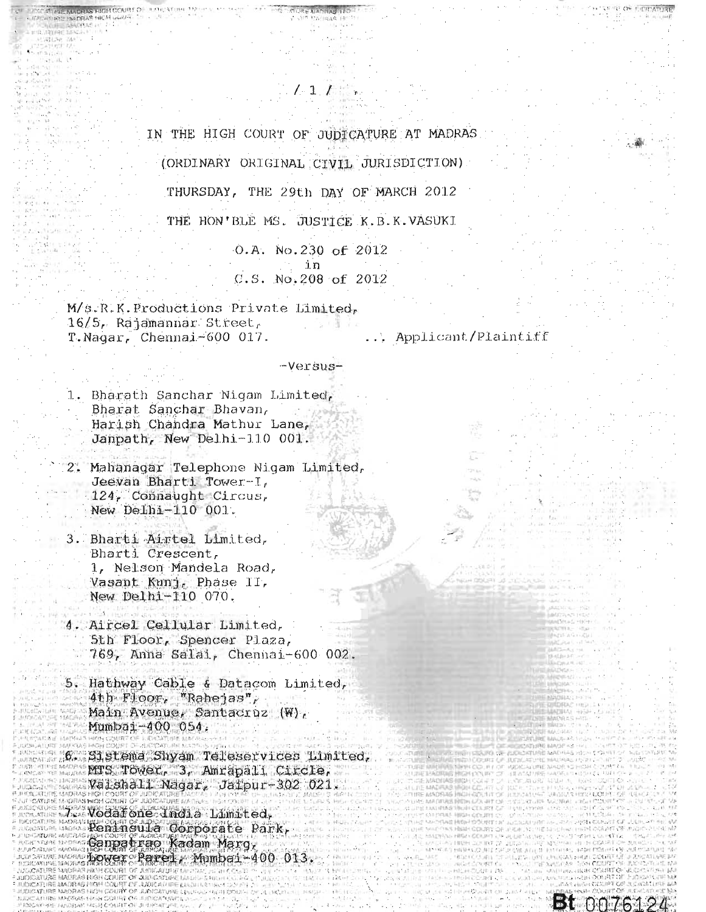IN THE HIGH COURT OF JUDICATURE AT MADRAS

(ORDINARY ORIGINAL CIVIL JURISDICTION)

THURSDAY, THE 29th DAY OF MARCH 2012

THE HON'BLE MS. JUSTICE K.B.K.VASUKI

O.A. No.230 of 2012
in
C.S. No.208 of 2012

M/s.R.K.Productions Private Limited,
16/5, Rajamannar Street,
T.Nagar, Chennai-600 017. ... Applicant/Plaintiff

-Versus-

1. Bharath Sanchar Nigam Limited,
   Bharat Sanchar Bhavan,
   Harish Chandra Mathur Lane,
   Janpath, New Delhi-110 001.

2. Mahanagar Telephone Nigam Limited,
   Jeevan Bharti Tower-I,
   124, Connaught Circus,
   New Delhi-110 001.

3. Bharti Airtel Limited,
   Bharti Crescent,
   1, Nelson Mandela Road,
   Vasant Kunj, Phase II,
   New Delhi-110 070.

4. Aircel Cellular Limited,
   5th Floor, Spencer Plaza,
   769, Anna Salai, Chennai-600 002.

5. Hathway Cable & Datacom Limited,
   4th Floor, "Rahejas",
   Main Avenue, Santacruz (W),
   Mumbai-400 054.

6. Sistema Shyam Teleservices Limited,
   MTS Tower, 3, Amrapali Circle,
   Vaishali Nagar, Jaipur-302 021.

7. Vodafone India Limited,
   Peninsula Corporate Park,
   Ganpatrao Kadam Marg,
   Lower Parel, Mumbai-400 013.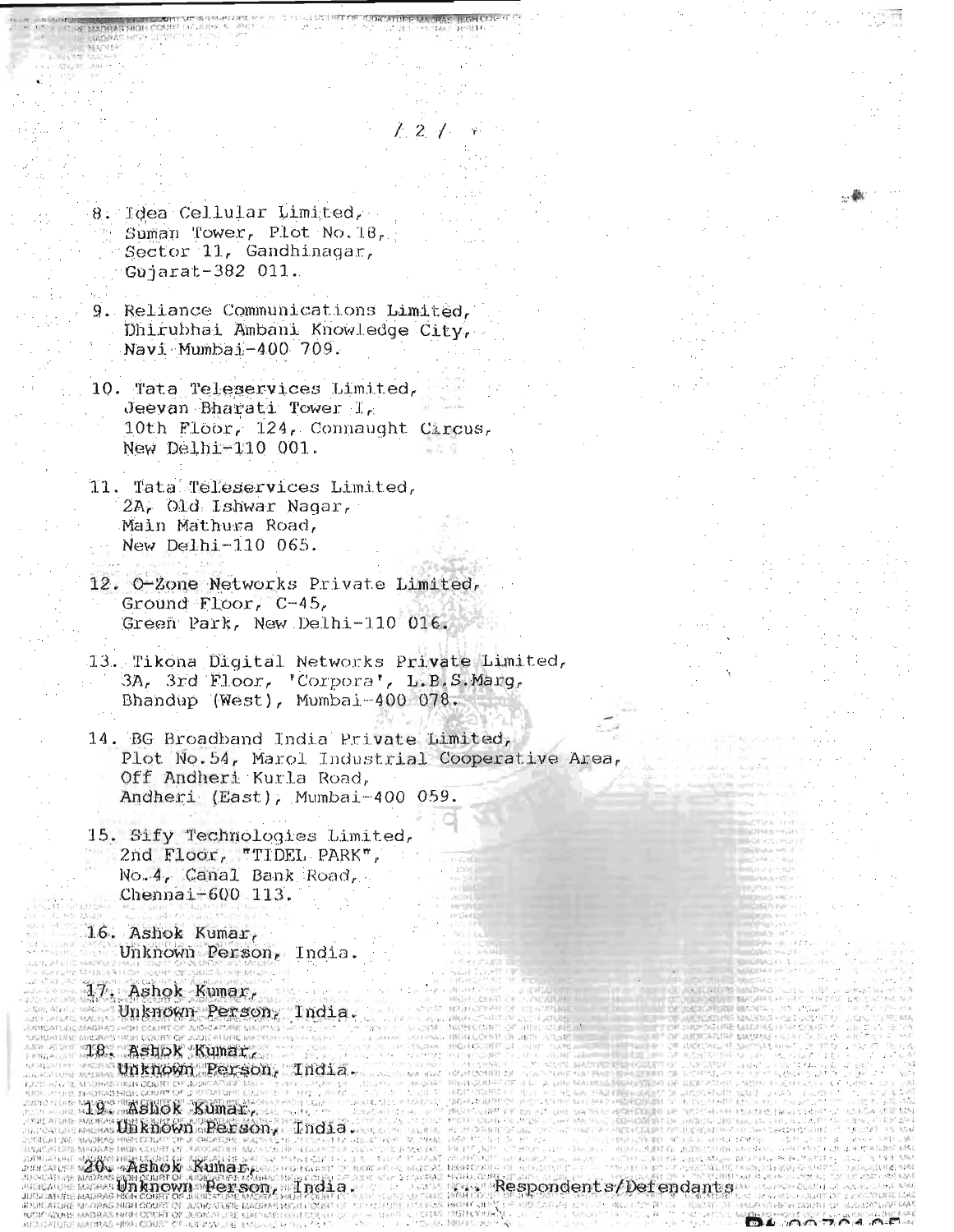8. Idea Cellular Limited,
   Suman Tower, Plot No.18,
   Sector 11, Gandhinagar,
   Gujarat-382 011.

9. Reliance Communications Limited,
   Dhirubhai Ambani Knowledge City,
   Navi Mumbai-400 709.

10. Tata Teleservices Limited,
    Jeevan Bharati Tower I,
    10th Floor, 124, Connaught Circus,
    New Delhi-110 001.

11. Tata Teleservices Limited,
    2A, Old Ishwar Nagar,
    Main Mathura Road,
    New Delhi-110 065.

12. O-Zone Networks Private Limited,
    Ground Floor, C-45,
    Green Park, New Delhi-110 016.

13. Tikona Digital Networks Private Limited,
    3A, 3rd Floor, 'Corpora', L.B.S.Marg,
    Bhandup (West), Mumbai-400 078.

14. BG Broadband India Private Limited,
    Plot No.54, Marol Industrial Cooperative Area,
    Off Andheri Kurla Road,
    Andheri (East), Mumbai-400 059.

15. Sify Technologies Limited,
    2nd Floor, "TIDEL PARK",
    No.4, Canal Bank Road,
    Chennai-600 113.

16. Ashok Kumar,
    Unknown Person, India.

17. Ashok Kumar,
    Unknown Person, India.

18. Ashok Kumar,
    Unknown Person, India.

19. Ashok Kumar,
    Unknown Person, India.

20. Ashok Kumar,
    Unknown Person, India. ... Respondents/Defendants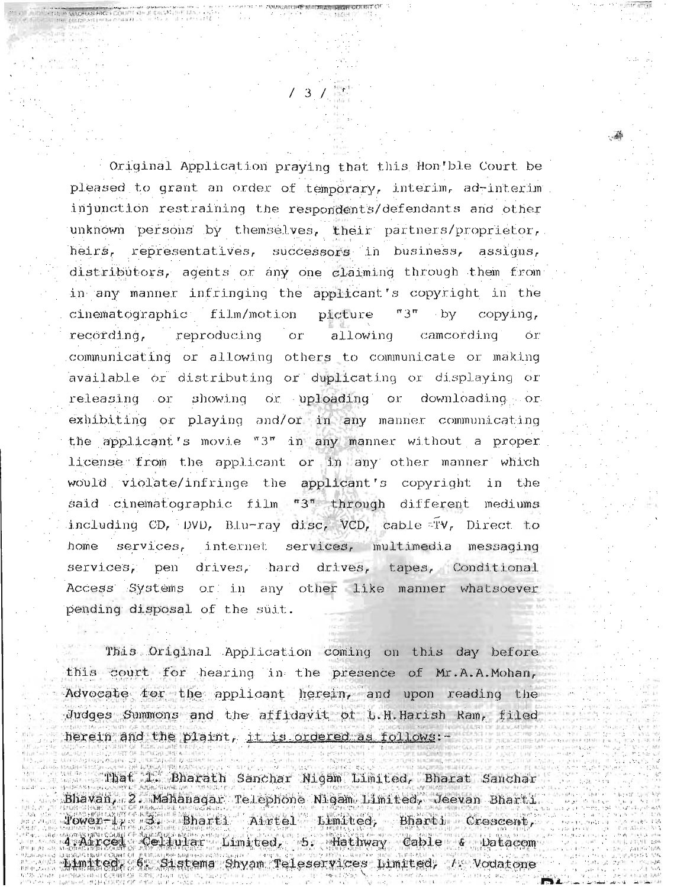Original Application praying that this Hon'ble Court be pleased to grant an order of temporary, interim, ad-interim injunction restraining the respondents/defendants and other unknown persons by themselves, their partners/proprietor, heirs, representatives, successors in business, assigns, distributors, agents or any one claiming through them from in any manner infringing the applicant's copyright in the cinematographic film/motion picture "3" by copying, recording, reproducing or allowing camcording or communicating or allowing others to communicate or making available or distributing or duplicating or displaying or releasing or showing or uploading or downloading or exhibiting or playing and/or in any manner communicating the applicant's movie "3" in any manner without a proper license from the applicant or in any other manner which would violate/infringe the applicant's copyright in the said cinematographic film "3" through different mediums including CD, DVD, Blu-ray disc, VCD, cable TV, Direct to home services, internet services, multimedia messaging services, pen drives, hard drives, tapes, Conditional Access Systems or in any other like manner whatsoever pending disposal of the suit.

This Original Application coming on this day before this court for hearing in the presence of Mr.A.A.Mohan, Advocate for the applicant herein, and upon reading the Judges Summons and the affidavit of L.H.Harish Ram, filed herein and the plaint, it is ordered as follows:-

That 1. Bharath Sanchar Nigam Limited, Bharat Sanchar Bhavan, 2. Mahanagar Telephone Nigam Limited, Jeevan Bharti Tower-1, 3. Bharti Airtel Limited, Bharti Crescent, 4.Aircel Cellular Limited, 5. Hathway Cable & Datacom Limited, 6. Sistema Shyam Teleservices Limited, 7. Vodafone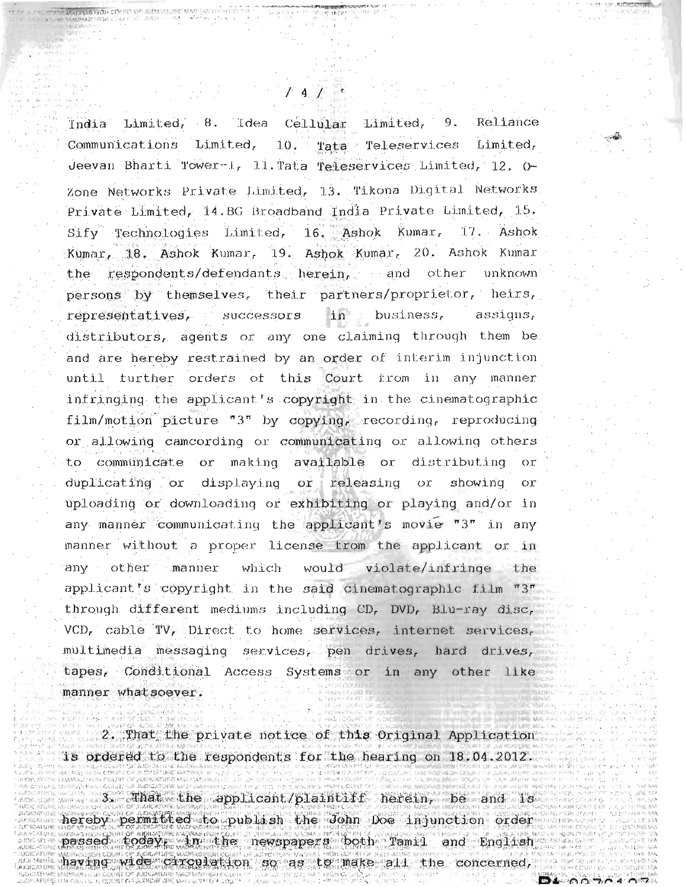India Limited, 8. Idea Cellular Limited, 9. Reliance Communications Limited, 10. Tata Teleservices Limited, Jeevan Bharti Tower-1, 11. Tata Teleservices Limited, 12. O-Zone Networks Private Limited, 13. Tikona Digital Networks Private Limited, 14. BG Broadband India Private Limited, 15. Sify Technologies Limited, 16. Ashok Kumar, 17. Ashok Kumar, 18. Ashok Kumar, 19. Ashok Kumar, 20. Ashok Kumar the respondents/defendants herein, and other unknown persons by themselves, their partners/proprietor, heirs, representatives, successors in business, assigns, distributors, agents or any one claiming through them be and are hereby restrained by an order of interim injunction until further orders of this Court from in any manner infringing the applicant's copyright in the cinematographic film/motion picture "3" by copying, recording, reproducing or allowing camcording or communicating or allowing others to communicate or making available or distributing or duplicating or displaying or releasing or showing or uploading or downloading or exhibiting or playing and/or in any manner communicating the applicant's movie "3" in any manner without a proper license from the applicant or in any other manner which would violate/infringe the applicant's copyright in the said cinematographic film "3" through different mediums including CD, DVD, Blu-ray disc, VCD, cable TV, Direct to home services, internet services, multimedia messaging services, pen drives, hard drives, tapes, Conditional Access Systems or in any other like manner whatsoever.

2. That the private notice of this Original Application is ordered to the respondents for the hearing on 18.04.2012.

3. That the applicant/plaintiff herein, be and is hereby permitted to publish the John Doe injunction order passed today, in the newspapers both Tamil and English having wide circulation so as to make all the concerned,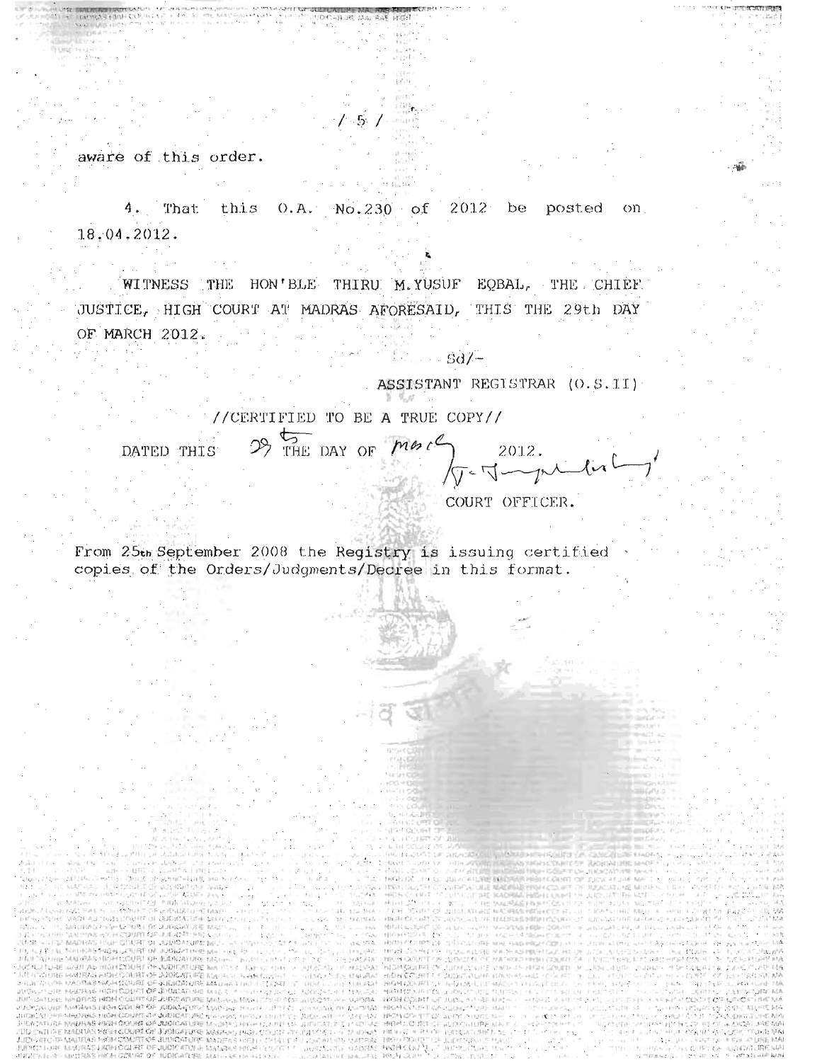aware of this order.

4. That this O.A. No.230 of 2012 be posted on 18.04.2012.

WITNESS THE HON'BLE THIRU M.YUSUF EQBAL, THE CHIEF JUSTICE, HIGH COURT AT MADRAS AFORESAID, THIS THE 29th DAY OF MARCH 2012.

Sd/-

ASSISTANT REGISTRAR (O.S.II)

//CERTIFIED TO BE A TRUE COPY//

DATED THIS 29th THE DAY OF March 2012.

COURT OFFICER.

From 25th September 2008 the Registry is issuing certified copies of the Orders/Judgments/Decree in this format.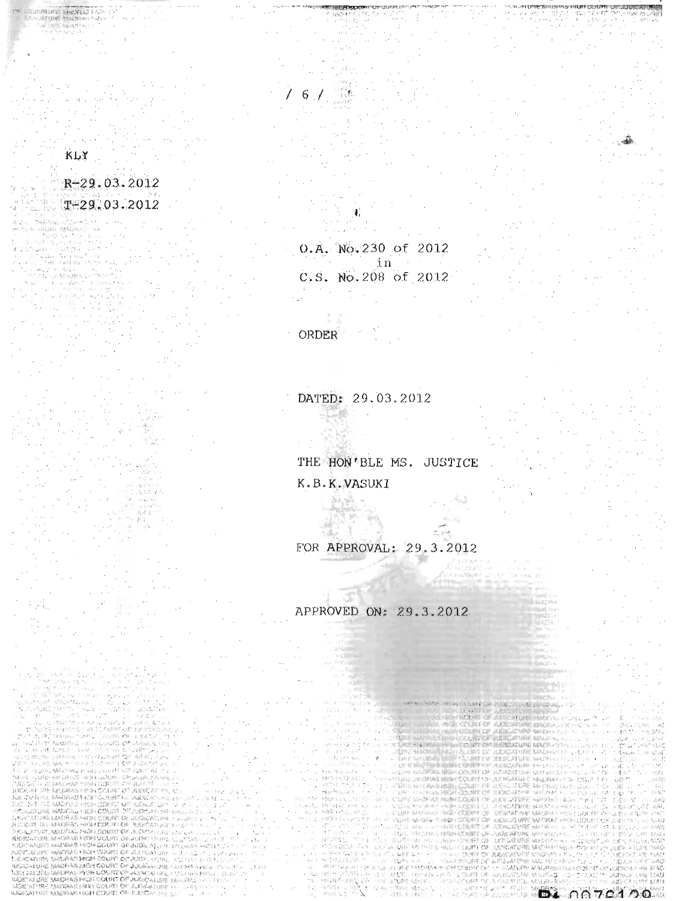KLY

R-29.03.2012

T-29.03.2012

O.A. No.230 of 2012
in
C.S. No.208 of 2012

ORDER

DATED: 29.03.2012

THE HON'BLE MS. JUSTICE
K.B.K.VASUKI

FOR APPROVAL: 29.3.2012

APPROVED ON: 29.3.2012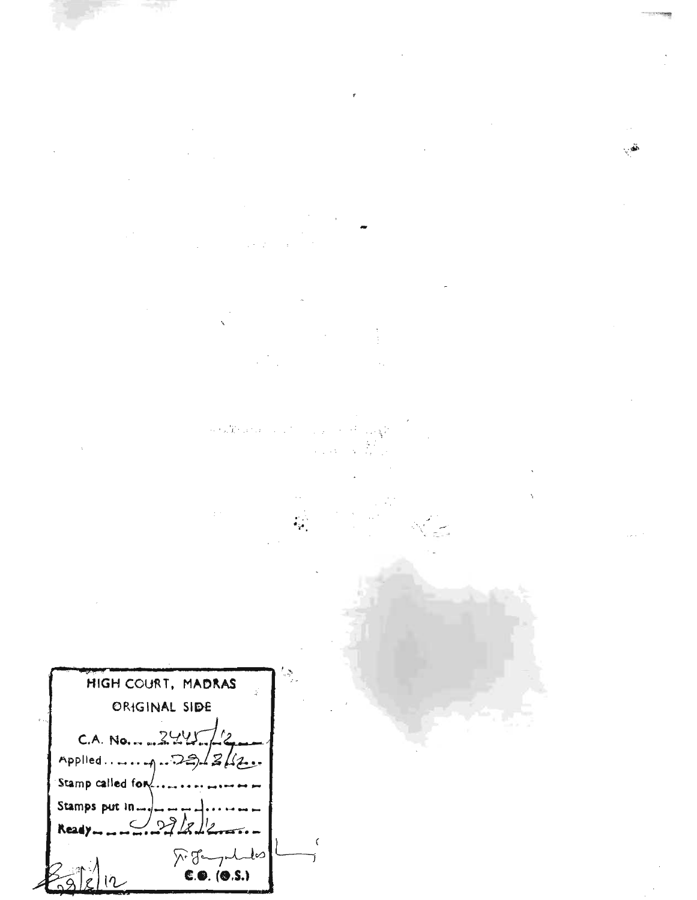HIGH COURT, MADRAS

ORIGINAL SIDE

C.A. No. 2445/12

Applied 29/3/12

Stamp called for

Stamps put in

Ready 29/3/12

C.O. (O.S.)

29/3/12